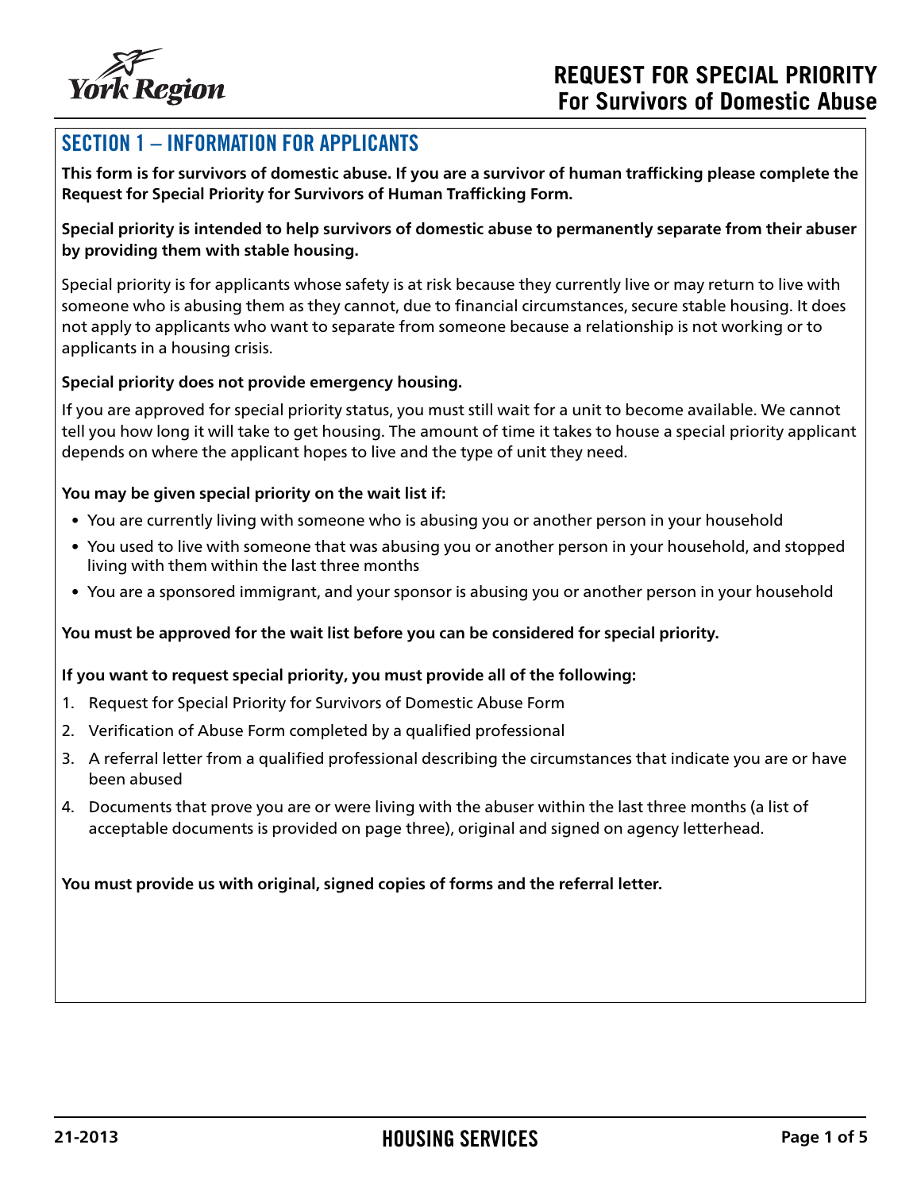# REQUEST FOR SPECIAL PRIORITY
## For Survivors of Domestic Abuse

## SECTION 1 – INFORMATION FOR APPLICANTS

**This form is for survivors of domestic abuse. If you are a survivor of human trafficking please complete the Request for Special Priority for Survivors of Human Trafficking Form.**

**Special priority is intended to help survivors of domestic abuse to permanently separate from their abuser by providing them with stable housing.**

Special priority is for applicants whose safety is at risk because they currently live or may return to live with someone who is abusing them as they cannot, due to financial circumstances, secure stable housing. It does not apply to applicants who want to separate from someone because a relationship is not working or to applicants in a housing crisis.

**Special priority does not provide emergency housing.**

If you are approved for special priority status, you must still wait for a unit to become available. We cannot tell you how long it will take to get housing. The amount of time it takes to house a special priority applicant depends on where the applicant hopes to live and the type of unit they need.

**You may be given special priority on the wait list if:**

- You are currently living with someone who is abusing you or another person in your household
- You used to live with someone that was abusing you or another person in your household, and stopped living with them within the last three months
- You are a sponsored immigrant, and your sponsor is abusing you or another person in your household

**You must be approved for the wait list before you can be considered for special priority.**

**If you want to request special priority, you must provide all of the following:**

1. Request for Special Priority for Survivors of Domestic Abuse Form
2. Verification of Abuse Form completed by a qualified professional
3. A referral letter from a qualified professional describing the circumstances that indicate you are or have been abused
4. Documents that prove you are or were living with the abuser within the last three months (a list of acceptable documents is provided on page three), original and signed on agency letterhead.

**You must provide us with original, signed copies of forms and the referral letter.**

21-2013 HOUSING SERVICES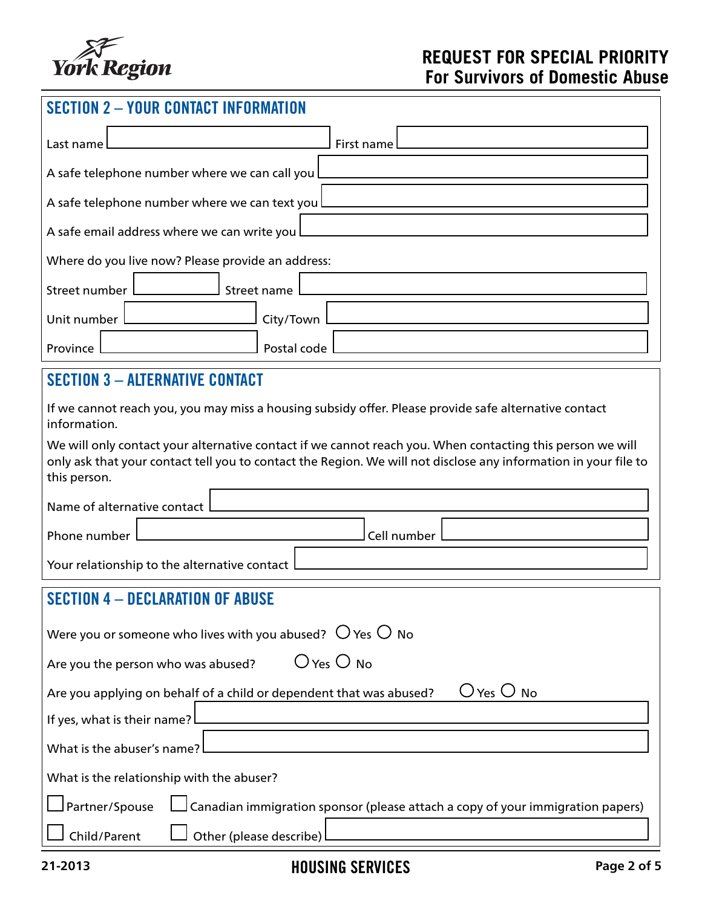# REQUEST FOR SPECIAL PRIORITY
## For Survivors of Domestic Abuse

## SECTION 2 – YOUR CONTACT INFORMATION

Last name ____________ First name ____________

A safe telephone number where we can call you ____________

A safe telephone number where we can text you ____________

A safe email address where we can write you ____________

Where do you live now? Please provide an address:

Street number ____________ Street name ____________

Unit number ____________ City/Town ____________

Province ____________ Postal code ____________

## SECTION 3 – ALTERNATIVE CONTACT

If we cannot reach you, you may miss a housing subsidy offer. Please provide safe alternative contact information.

We will only contact your alternative contact if we cannot reach you. When contacting this person we will only ask that your contact tell you to contact the Region. We will not disclose any information in your file to this person.

Name of alternative contact ____________

Phone number ____________ Cell number ____________

Your relationship to the alternative contact ____________

## SECTION 4 – DECLARATION OF ABUSE

Were you or someone who lives with you abused? ○ Yes ○ No

Are you the person who was abused? ○ Yes ○ No

Are you applying on behalf of a child or dependent that was abused? ○ Yes ○ No

If yes, what is their name? ____________

What is the abuser's name? ____________

What is the relationship with the abuser?

☐ Partner/Spouse ☐ Canadian immigration sponsor (please attach a copy of your immigration papers)

☐ Child/Parent ☐ Other (please describe) ____________

21-2013

HOUSING SERVICES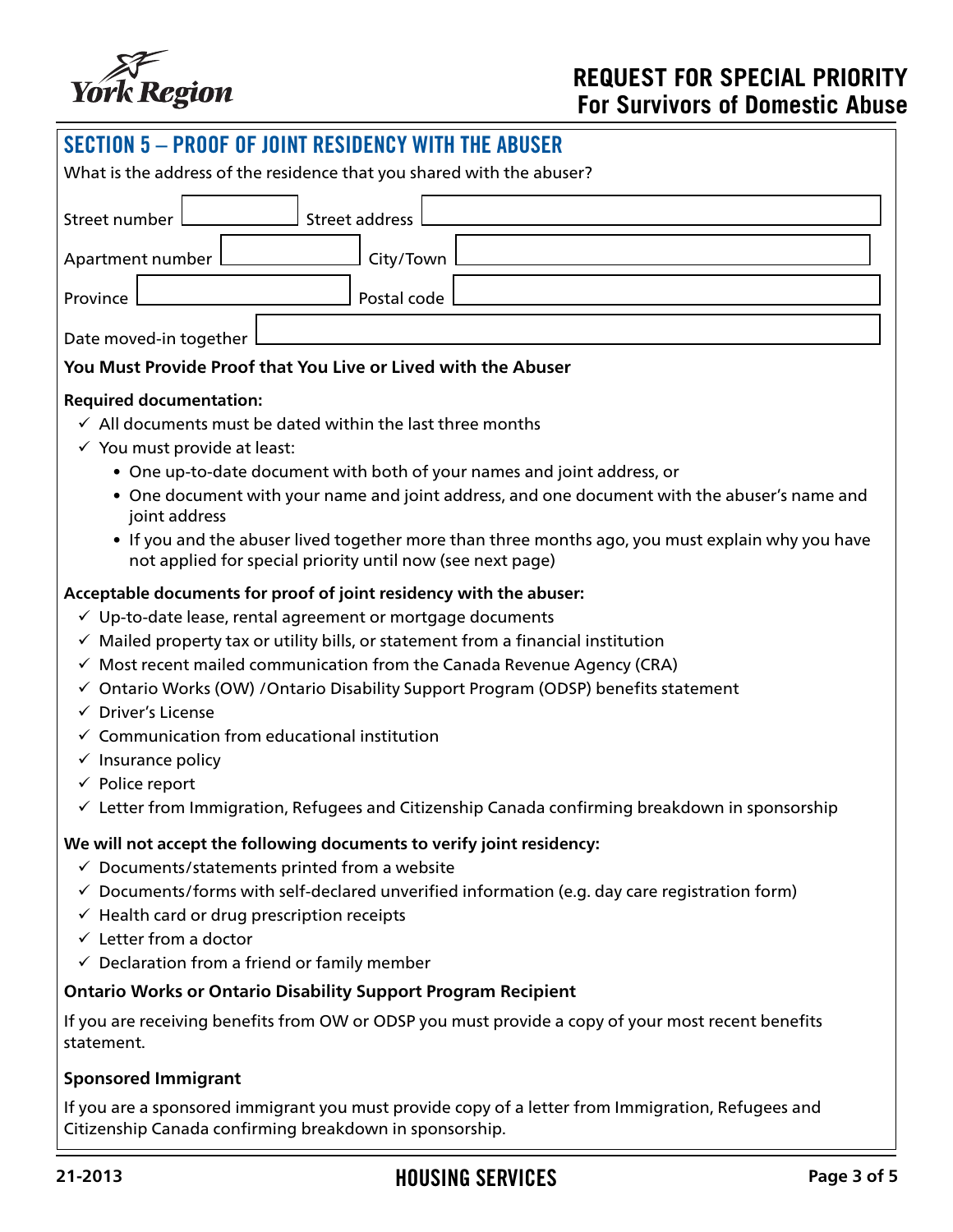## SECTION 5 – PROOF OF JOINT RESIDENCY WITH THE ABUSER

What is the address of the residence that you shared with the abuser?

Street number ______________ Street address ______________

Apartment number ______________ City/Town ______________

Province ______________ Postal code ______________

Date moved-in together ______________

**You Must Provide Proof that You Live or Lived with the Abuser**

**Required documentation:**

- ✓ All documents must be dated within the last three months
- ✓ You must provide at least:
  - One up-to-date document with both of your names and joint address, or
  - One document with your name and joint address, and one document with the abuser's name and joint address
  - If you and the abuser lived together more than three months ago, you must explain why you have not applied for special priority until now (see next page)

**Acceptable documents for proof of joint residency with the abuser:**

- ✓ Up-to-date lease, rental agreement or mortgage documents
- ✓ Mailed property tax or utility bills, or statement from a financial institution
- ✓ Most recent mailed communication from the Canada Revenue Agency (CRA)
- ✓ Ontario Works (OW) /Ontario Disability Support Program (ODSP) benefits statement
- ✓ Driver's License
- ✓ Communication from educational institution
- ✓ Insurance policy
- ✓ Police report
- ✓ Letter from Immigration, Refugees and Citizenship Canada confirming breakdown in sponsorship

**We will not accept the following documents to verify joint residency:**

- ✓ Documents/statements printed from a website
- ✓ Documents/forms with self-declared unverified information (e.g. day care registration form)
- ✓ Health card or drug prescription receipts
- ✓ Letter from a doctor
- ✓ Declaration from a friend or family member

**Ontario Works or Ontario Disability Support Program Recipient**

If you are receiving benefits from OW or ODSP you must provide a copy of your most recent benefits statement.

**Sponsored Immigrant**

If you are a sponsored immigrant you must provide copy of a letter from Immigration, Refugees and Citizenship Canada confirming breakdown in sponsorship.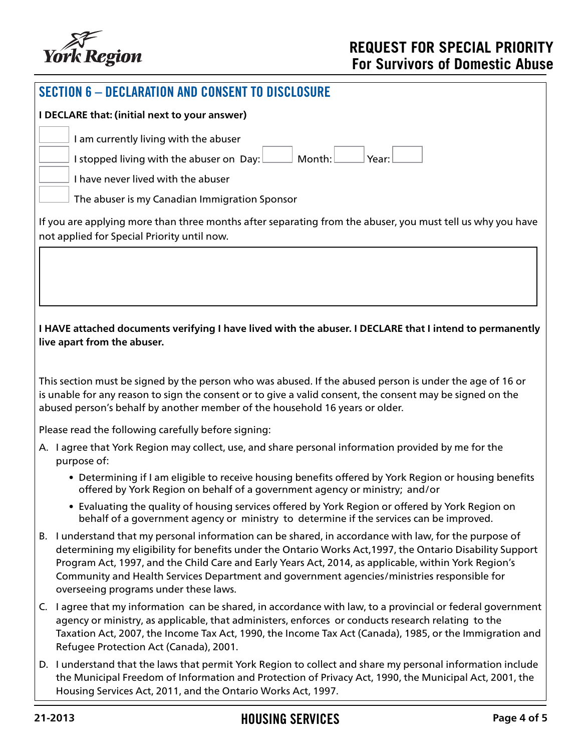# REQUEST FOR SPECIAL PRIORITY
## For Survivors of Domestic Abuse

## SECTION 6 – DECLARATION AND CONSENT TO DISCLOSURE

**I DECLARE that: (initial next to your answer)**

- [ ] I am currently living with the abuser
- [ ] I stopped living with the abuser on Day: ______ Month: ______ Year: ______
- [ ] I have never lived with the abuser
- [ ] The abuser is my Canadian Immigration Sponsor

If you are applying more than three months after separating from the abuser, you must tell us why you have not applied for Special Priority until now.

______________________________________________

**I HAVE attached documents verifying I have lived with the abuser. I DECLARE that I intend to permanently live apart from the abuser.**

This section must be signed by the person who was abused. If the abused person is under the age of 16 or is unable for any reason to sign the consent or to give a valid consent, the consent may be signed on the abused person's behalf by another member of the household 16 years or older.

Please read the following carefully before signing:

A. I agree that York Region may collect, use, and share personal information provided by me for the purpose of:
   - Determining if I am eligible to receive housing benefits offered by York Region or housing benefits offered by York Region on behalf of a government agency or ministry; and/or
   - Evaluating the quality of housing services offered by York Region or offered by York Region on behalf of a government agency or ministry to determine if the services can be improved.

B. I understand that my personal information can be shared, in accordance with law, for the purpose of determining my eligibility for benefits under the Ontario Works Act,1997, the Ontario Disability Support Program Act, 1997, and the Child Care and Early Years Act, 2014, as applicable, within York Region's Community and Health Services Department and government agencies/ministries responsible for overseeing programs under these laws.

C. I agree that my information can be shared, in accordance with law, to a provincial or federal government agency or ministry, as applicable, that administers, enforces or conducts research relating to the Taxation Act, 2007, the Income Tax Act, 1990, the Income Tax Act (Canada), 1985, or the Immigration and Refugee Protection Act (Canada), 2001.

D. I understand that the laws that permit York Region to collect and share my personal information include the Municipal Freedom of Information and Protection of Privacy Act, 1990, the Municipal Act, 2001, the Housing Services Act, 2011, and the Ontario Works Act, 1997.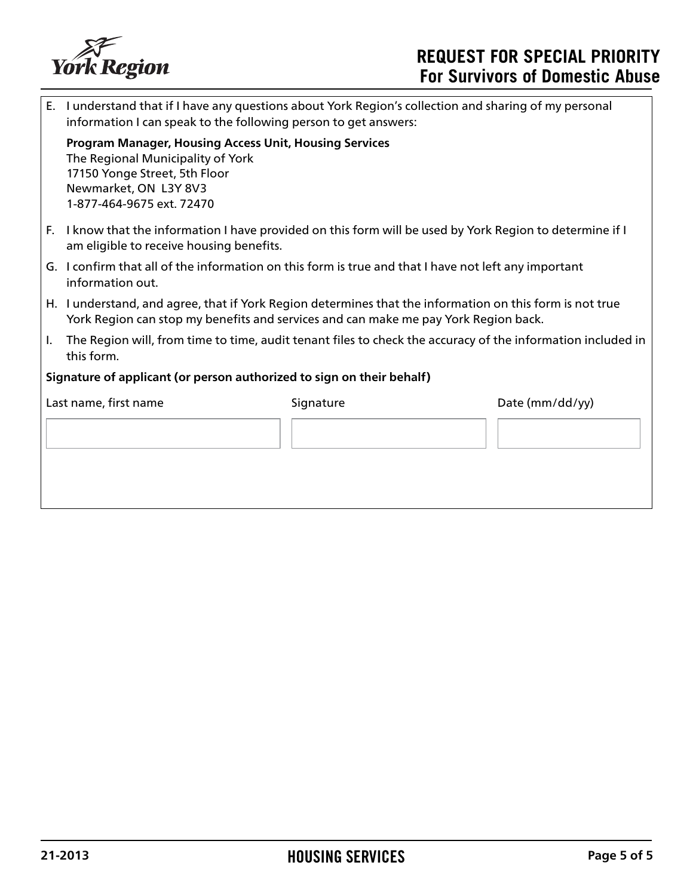E. I understand that if I have any questions about York Region's collection and sharing of my personal information I can speak to the following person to get answers:

**Program Manager, Housing Access Unit, Housing Services**
The Regional Municipality of York
17150 Yonge Street, 5th Floor
Newmarket, ON L3Y 8V3
1-877-464-9675 ext. 72470

F. I know that the information I have provided on this form will be used by York Region to determine if I am eligible to receive housing benefits.

G. I confirm that all of the information on this form is true and that I have not left any important information out.

H. I understand, and agree, that if York Region determines that the information on this form is not true York Region can stop my benefits and services and can make me pay York Region back.

I. The Region will, from time to time, audit tenant files to check the accuracy of the information included in this form.

**Signature of applicant (or person authorized to sign on their behalf)**

| Last name, first name | Signature | Date (mm/dd/yy) |
| --- | --- | --- |
| | | |